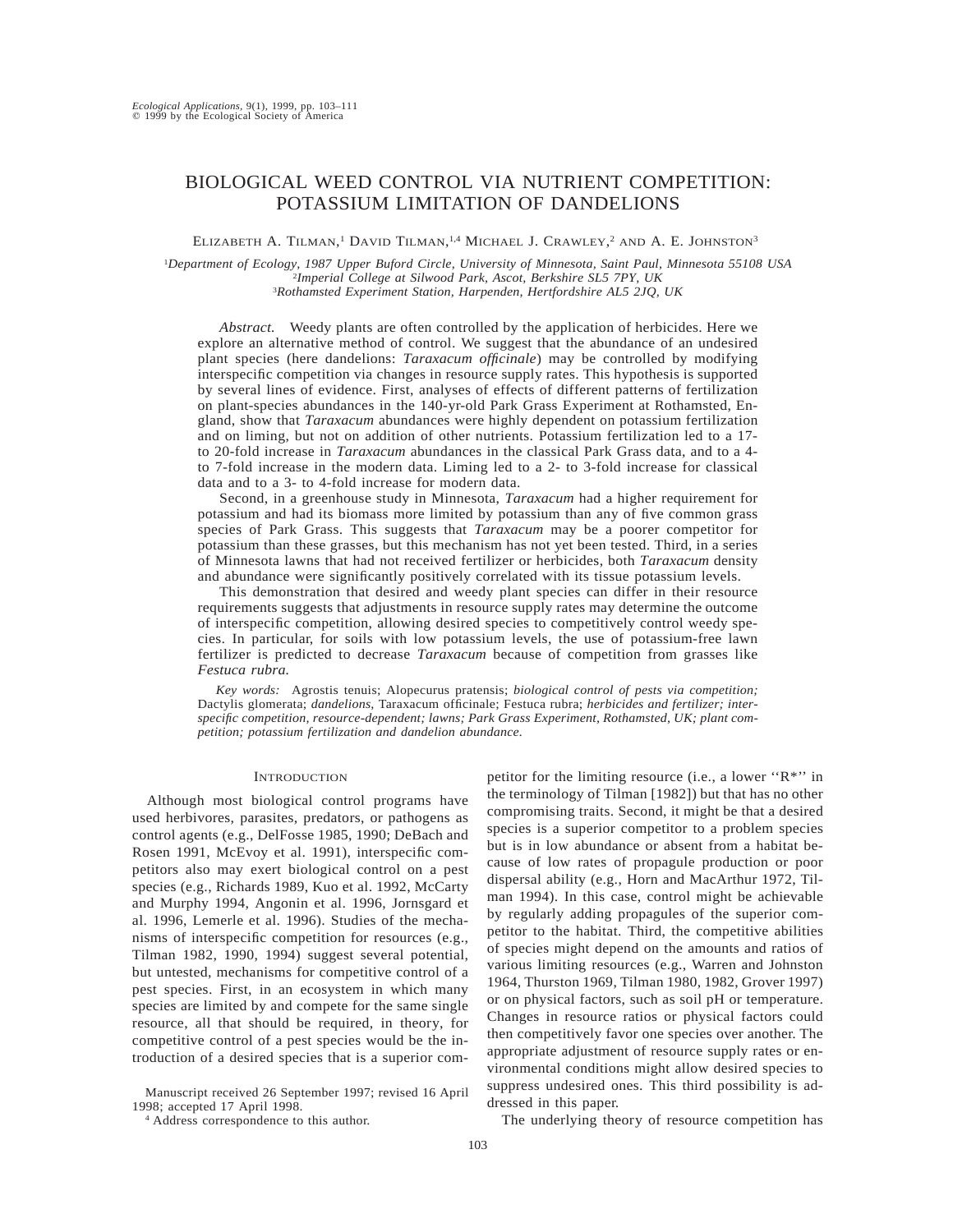# BIOLOGICAL WEED CONTROL VIA NUTRIENT COMPETITION: POTASSIUM LIMITATION OF DANDELIONS

Elizabeth A. Tilman,[1] David Tilman,[1,4] Michael J. Crawley,[2] and A. E. Johnston[3]

[1]*Department of Ecology, 1987 Upper Buford Circle, University of Minnesota, Saint Paul, Minnesota 55108 USA*
[2]*Imperial College at Silwood Park, Ascot, Berkshire SL5 7PY, UK*
[3]*Rothamsted Experiment Station, Harpenden, Hertfordshire AL5 2JQ, UK*

*Abstract.* Weedy plants are often controlled by the application of herbicides. Here we explore an alternative method of control. We suggest that the abundance of an undesired plant species (here dandelions: *Taraxacum officinale*) may be controlled by modifying interspecific competition via changes in resource supply rates. This hypothesis is supported by several lines of evidence. First, analyses of effects of different patterns of fertilization on plant-species abundances in the 140-yr-old Park Grass Experiment at Rothamsted, England, show that *Taraxacum* abundances were highly dependent on potassium fertilization and on liming, but not on addition of other nutrients. Potassium fertilization led to a 17- to 20-fold increase in *Taraxacum* abundances in the classical Park Grass data, and to a 4- to 7-fold increase in the modern data. Liming led to a 2- to 3-fold increase for classical data and to a 3- to 4-fold increase for modern data.

Second, in a greenhouse study in Minnesota, *Taraxacum* had a higher requirement for potassium and had its biomass more limited by potassium than any of five common grass species of Park Grass. This suggests that *Taraxacum* may be a poorer competitor for potassium than these grasses, but this mechanism has not yet been tested. Third, in a series of Minnesota lawns that had not received fertilizer or herbicides, both *Taraxacum* density and abundance were significantly positively correlated with its tissue potassium levels.

This demonstration that desired and weedy plant species can differ in their resource requirements suggests that adjustments in resource supply rates may determine the outcome of interspecific competition, allowing desired species to competitively control weedy species. In particular, for soils with low potassium levels, the use of potassium-free lawn fertilizer is predicted to decrease *Taraxacum* because of competition from grasses like *Festuca rubra.*

*Key words:* Agrostis tenuis; Alopecurus pratensis; *biological control of pests via competition;* Dactylis glomerata; *dandelions,* Taraxacum officinale; Festuca rubra; *herbicides and fertilizer; interspecific competition, resource-dependent; lawns; Park Grass Experiment, Rothamsted, UK; plant competition; potassium fertilization and dandelion abundance.*

## Introduction

Although most biological control programs have used herbivores, parasites, predators, or pathogens as control agents (e.g., DelFosse 1985, 1990; DeBach and Rosen 1991, McEvoy et al. 1991), interspecific competitors also may exert biological control on a pest species (e.g., Richards 1989, Kuo et al. 1992, McCarty and Murphy 1994, Angonin et al. 1996, Jornsgard et al. 1996, Lemerle et al. 1996). Studies of the mechanisms of interspecific competition for resources (e.g., Tilman 1982, 1990, 1994) suggest several potential, but untested, mechanisms for competitive control of a pest species. First, in an ecosystem in which many species are limited by and compete for the same single resource, all that should be required, in theory, for competitive control of a pest species would be the introduction of a desired species that is a superior competitor for the limiting resource (i.e., a lower ''R*'' in the terminology of Tilman [1982]) but that has no other compromising traits. Second, it might be that a desired species is a superior competitor to a problem species but is in low abundance or absent from a habitat because of low rates of propagule production or poor dispersal ability (e.g., Horn and MacArthur 1972, Tilman 1994). In this case, control might be achievable by regularly adding propagules of the superior competitor to the habitat. Third, the competitive abilities of species might depend on the amounts and ratios of various limiting resources (e.g., Warren and Johnston 1964, Thurston 1969, Tilman 1980, 1982, Grover 1997) or on physical factors, such as soil pH or temperature. Changes in resource ratios or physical factors could then competitively favor one species over another. The appropriate adjustment of resource supply rates or environmental conditions might allow desired species to suppress undesired ones. This third possibility is addressed in this paper.

The underlying theory of resource competition has

Manuscript received 26 September 1997; revised 16 April 1998; accepted 17 April 1998.

[4] Address correspondence to this author.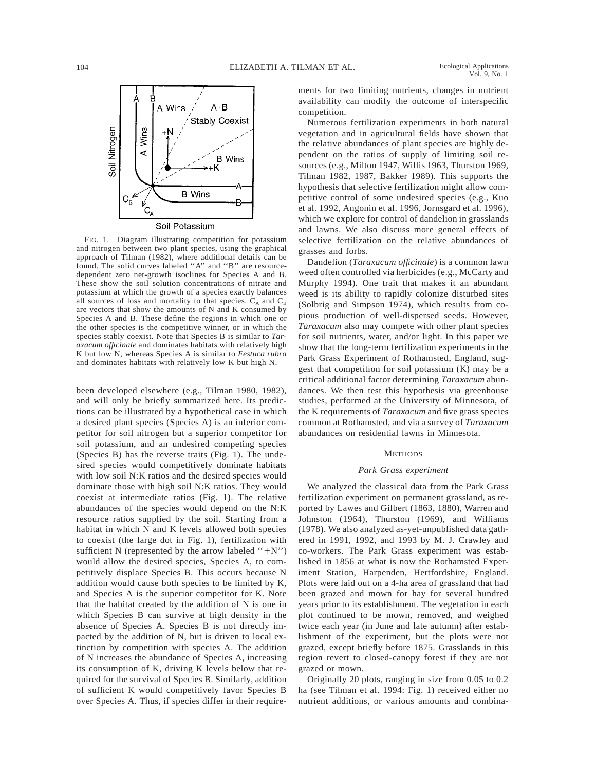FIG. 1. Diagram illustrating competition for potassium and nitrogen between two plant species, using the graphical approach of Tilman (1982), where additional details can be found. The solid curves labeled "A" and "B" are resource-dependent zero net-growth isoclines for Species A and B. These show the soil solution concentrations of nitrate and potassium at which the growth of a species exactly balances all sources of loss and mortality to that species. $C_A$ and $C_B$ are vectors that show the amounts of N and K consumed by Species A and B. These define the regions in which one or the other species is the competitive winner, or in which the species stably coexist. Note that Species B is similar to *Taraxacum officinale* and dominates habitats with relatively high K but low N, whereas Species A is similar to *Festuca rubra* and dominates habitats with relatively low K but high N.

been developed elsewhere (e.g., Tilman 1980, 1982), and will only be briefly summarized here. Its predictions can be illustrated by a hypothetical case in which a desired plant species (Species A) is an inferior competitor for soil nitrogen but a superior competitor for soil potassium, and an undesired competing species (Species B) has the reverse traits (Fig. 1). The undesired species would competitively dominate habitats with low soil N:K ratios and the desired species would dominate those with high soil N:K ratios. They would coexist at intermediate ratios (Fig. 1). The relative abundances of the species would depend on the N:K resource ratios supplied by the soil. Starting from a habitat in which N and K levels allowed both species to coexist (the large dot in Fig. 1), fertilization with sufficient N (represented by the arrow labeled "+N") would allow the desired species, Species A, to competitively displace Species B. This occurs because N addition would cause both species to be limited by K, and Species A is the superior competitor for K. Note that the habitat created by the addition of N is one in which Species B can survive at high density in the absence of Species A. Species B is not directly impacted by the addition of N, but is driven to local extinction by competition with species A. The addition of N increases the abundance of Species A, increasing its consumption of K, driving K levels below that required for the survival of Species B. Similarly, addition of sufficient K would competitively favor Species B over Species A. Thus, if species differ in their requirements for two limiting nutrients, changes in nutrient availability can modify the outcome of interspecific competition.

Numerous fertilization experiments in both natural vegetation and in agricultural fields have shown that the relative abundances of plant species are highly dependent on the ratios of supply of limiting soil resources (e.g., Milton 1947, Willis 1963, Thurston 1969, Tilman 1982, 1987, Bakker 1989). This supports the hypothesis that selective fertilization might allow competitive control of some undesired species (e.g., Kuo et al. 1992, Angonin et al. 1996, Jornsgard et al. 1996), which we explore for control of dandelion in grasslands and lawns. We also discuss more general effects of selective fertilization on the relative abundances of grasses and forbs.

Dandelion (*Taraxacum officinale*) is a common lawn weed often controlled via herbicides (e.g., McCarty and Murphy 1994). One trait that makes it an abundant weed is its ability to rapidly colonize disturbed sites (Solbrig and Simpson 1974), which results from copious production of well-dispersed seeds. However, *Taraxacum* also may compete with other plant species for soil nutrients, water, and/or light. In this paper we show that the long-term fertilization experiments in the Park Grass Experiment of Rothamsted, England, suggest that competition for soil potassium (K) may be a critical additional factor determining *Taraxacum* abundances. We then test this hypothesis via greenhouse studies, performed at the University of Minnesota, of the K requirements of *Taraxacum* and five grass species common at Rothamsted, and via a survey of *Taraxacum* abundances on residential lawns in Minnesota.

## METHODS

### *Park Grass experiment*

We analyzed the classical data from the Park Grass fertilization experiment on permanent grassland, as reported by Lawes and Gilbert (1863, 1880), Warren and Johnston (1964), Thurston (1969), and Williams (1978). We also analyzed as-yet-unpublished data gathered in 1991, 1992, and 1993 by M. J. Crawley and co-workers. The Park Grass experiment was established in 1856 at what is now the Rothamsted Experiment Station, Harpenden, Hertfordshire, England. Plots were laid out on a 4-ha area of grassland that had been grazed and mown for hay for several hundred years prior to its establishment. The vegetation in each plot continued to be mown, removed, and weighed twice each year (in June and late autumn) after establishment of the experiment, but the plots were not grazed, except briefly before 1875. Grasslands in this region revert to closed-canopy forest if they are not grazed or mown.

Originally 20 plots, ranging in size from 0.05 to 0.2 ha (see Tilman et al. 1994: Fig. 1) received either no nutrient additions, or various amounts and combina-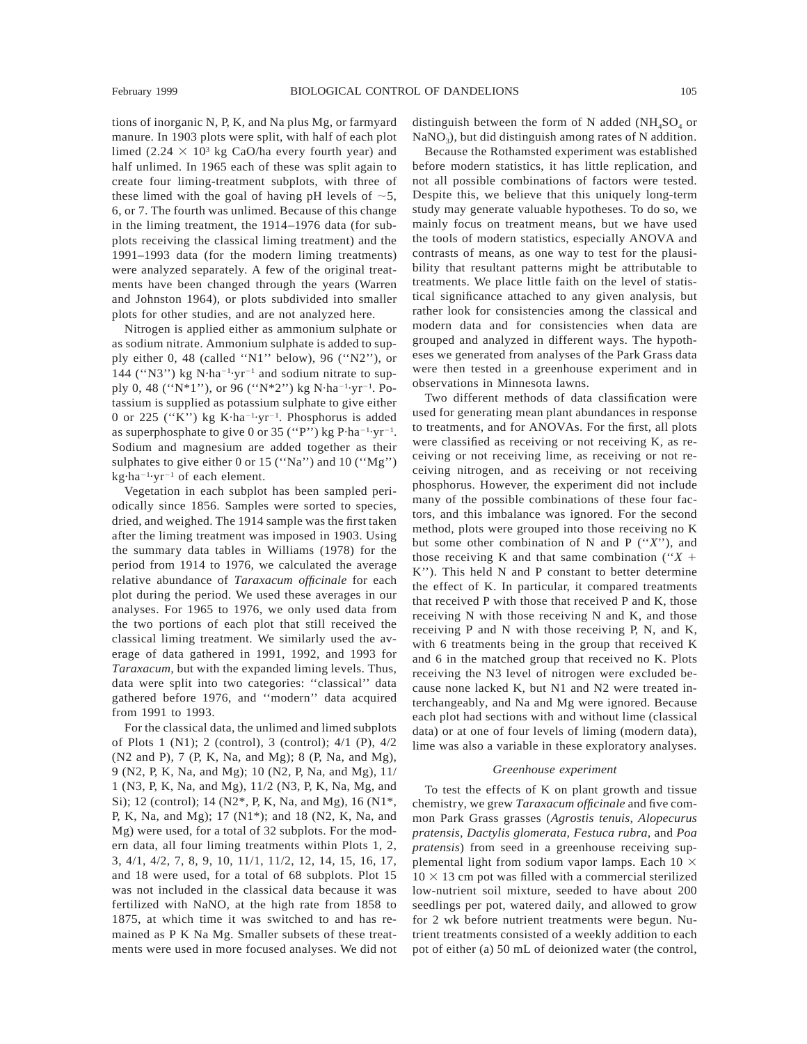tions of inorganic N, P, K, and Na plus Mg, or farmyard manure. In 1903 plots were split, with half of each plot limed ($2.24 \times 10^3$ kg CaO/ha every fourth year) and half unlimed. In 1965 each of these was split again to create four liming-treatment subplots, with three of these limed with the goal of having pH levels of ~5, 6, or 7. The fourth was unlimed. Because of this change in the liming treatment, the 1914–1976 data (for subplots receiving the classical liming treatment) and the 1991–1993 data (for the modern liming treatments) were analyzed separately. A few of the original treatments have been changed through the years (Warren and Johnston 1964), or plots subdivided into smaller plots for other studies, and are not analyzed here.

Nitrogen is applied either as ammonium sulphate or as sodium nitrate. Ammonium sulphate is added to supply either 0, 48 (called ''N1'' below), 96 (''N2''), or 144 (''N3'') kg $N \cdot ha^{-1} \cdot yr^{-1}$ and sodium nitrate to supply 0, 48 (''N*1''), or 96 (''N*2'') kg $N \cdot ha^{-1} \cdot yr^{-1}$. Potassium is supplied as potassium sulphate to give either 0 or 225 (''K'') kg $K \cdot ha^{-1} \cdot yr^{-1}$. Phosphorus is added as superphosphate to give 0 or 35 (''P'') kg $P \cdot ha^{-1} \cdot yr^{-1}$. Sodium and magnesium are added together as their sulphates to give either 0 or 15 (''Na'') and 10 (''Mg'') $kg \cdot ha^{-1} \cdot yr^{-1}$ of each element.

Vegetation in each subplot has been sampled periodically since 1856. Samples were sorted to species, dried, and weighed. The 1914 sample was the first taken after the liming treatment was imposed in 1903. Using the summary data tables in Williams (1978) for the period from 1914 to 1976, we calculated the average relative abundance of *Taraxacum officinale* for each plot during the period. We used these averages in our analyses. For 1965 to 1976, we only used data from the two portions of each plot that still received the classical liming treatment. We similarly used the average of data gathered in 1991, 1992, and 1993 for *Taraxacum*, but with the expanded liming levels. Thus, data were split into two categories: ''classical'' data gathered before 1976, and ''modern'' data acquired from 1991 to 1993.

For the classical data, the unlimed and limed subplots of Plots 1 (N1); 2 (control), 3 (control); 4/1 (P), 4/2 (N2 and P), 7 (P, K, Na, and Mg); 8 (P, Na, and Mg), 9 (N2, P, K, Na, and Mg); 10 (N2, P, Na, and Mg), 11/1 (N3, P, K, Na, and Mg), 11/2 (N3, P, K, Na, Mg, and Si); 12 (control); 14 (N2*, P, K, Na, and Mg), 16 (N1*, P, K, Na, and Mg); 17 (N1*); and 18 (N2, K, Na, and Mg) were used, for a total of 32 subplots. For the modern data, all four liming treatments within Plots 1, 2, 3, 4/1, 4/2, 7, 8, 9, 10, 11/1, 11/2, 12, 14, 15, 16, 17, and 18 were used, for a total of 68 subplots. Plot 15 was not included in the classical data because it was fertilized with $NaNO_3$ at the high rate from 1858 to 1875, at which time it was switched to and has remained as P K Na Mg. Smaller subsets of these treatments were used in more focused analyses. We did not distinguish between the form of N added ($NH_4SO_4$ or $NaNO_3$), but did distinguish among rates of N addition.

Because the Rothamsted experiment was established before modern statistics, it has little replication, and not all possible combinations of factors were tested. Despite this, we believe that this uniquely long-term study may generate valuable hypotheses. To do so, we mainly focus on treatment means, but we have used the tools of modern statistics, especially ANOVA and contrasts of means, as one way to test for the plausibility that resultant patterns might be attributable to treatments. We place little faith on the level of statistical significance attached to any given analysis, but rather look for consistencies among the classical and modern data and for consistencies when data are grouped and analyzed in different ways. The hypotheses we generated from analyses of the Park Grass data were then tested in a greenhouse experiment and in observations in Minnesota lawns.

Two different methods of data classification were used for generating mean plant abundances in response to treatments, and for ANOVAs. For the first, all plots were classified as receiving or not receiving K, as receiving or not receiving lime, as receiving or not receiving nitrogen, and as receiving or not receiving phosphorus. However, the experiment did not include many of the possible combinations of these four factors, and this imbalance was ignored. For the second method, plots were grouped into those receiving no K but some other combination of N and P (''*X*''), and those receiving K and that same combination (''*X* + K''). This held N and P constant to better determine the effect of K. In particular, it compared treatments that received P with those that received P and K, those receiving N with those receiving N and K, and those receiving P and N with those receiving P, N, and K, with 6 treatments being in the group that received K and 6 in the matched group that received no K. Plots receiving the N3 level of nitrogen were excluded because none lacked K, but N1 and N2 were treated interchangeably, and Na and Mg were ignored. Because each plot had sections with and without lime (classical data) or at one of four levels of liming (modern data), lime was also a variable in these exploratory analyses.

### *Greenhouse experiment*

To test the effects of K on plant growth and tissue chemistry, we grew *Taraxacum officinale* and five common Park Grass grasses (*Agrostis tenuis, Alopecurus pratensis, Dactylis glomerata, Festuca rubra,* and *Poa pratensis*) from seed in a greenhouse receiving supplemental light from sodium vapor lamps. Each $10 \times 10 \times 13$ cm pot was filled with a commercial sterilized low-nutrient soil mixture, seeded to have about 200 seedlings per pot, watered daily, and allowed to grow for 2 wk before nutrient treatments were begun. Nutrient treatments consisted of a weekly addition to each pot of either (a) 50 mL of deionized water (the control,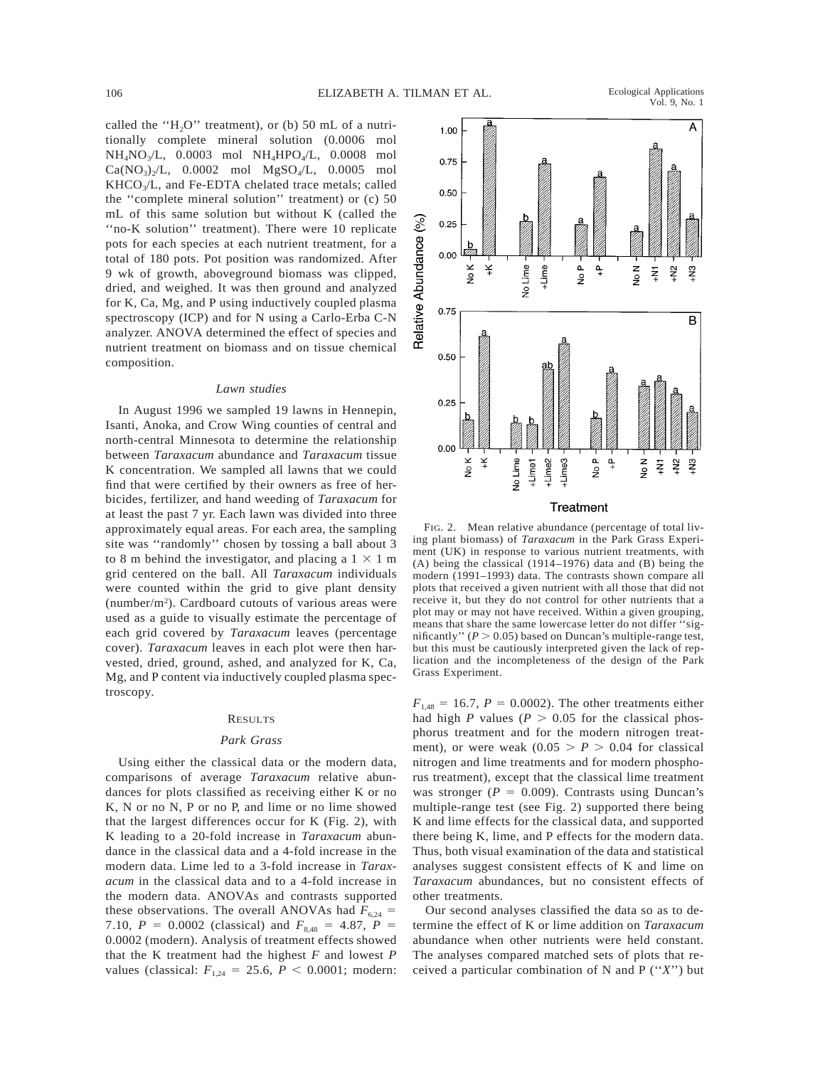called the "$H_2O$" treatment), or (b) 50 mL of a nutritionally complete mineral solution (0.0006 mol $NH_4NO_3$/L, 0.0003 mol $NH_4HPO_4$/L, 0.0008 mol $Ca(NO_3)_2$/L, 0.0002 mol $MgSO_4$/L, 0.0005 mol $KHCO_3$/L, and Fe-EDTA chelated trace metals; called the "complete mineral solution" treatment) or (c) 50 mL of this same solution but without K (called the "no-K solution" treatment). There were 10 replicate pots for each species at each nutrient treatment, for a total of 180 pots. Pot position was randomized. After 9 wk of growth, aboveground biomass was clipped, dried, and weighed. It was then ground and analyzed for K, Ca, Mg, and P using inductively coupled plasma spectroscopy (ICP) and for N using a Carlo-Erba C-N analyzer. ANOVA determined the effect of species and nutrient treatment on biomass and on tissue chemical composition.

### *Lawn studies*

In August 1996 we sampled 19 lawns in Hennepin, Isanti, Anoka, and Crow Wing counties of central and north-central Minnesota to determine the relationship between *Taraxacum* abundance and *Taraxacum* tissue K concentration. We sampled all lawns that we could find that were certified by their owners as free of herbicides, fertilizer, and hand weeding of *Taraxacum* for at least the past 7 yr. Each lawn was divided into three approximately equal areas. For each area, the sampling site was "randomly" chosen by tossing a ball about 3 to 8 m behind the investigator, and placing a 1 × 1 m grid centered on the ball. All *Taraxacum* individuals were counted within the grid to give plant density (number/m$^2$). Cardboard cutouts of various areas were used as a guide to visually estimate the percentage of each grid covered by *Taraxacum* leaves (percentage cover). *Taraxacum* leaves in each plot were then harvested, dried, ground, ashed, and analyzed for K, Ca, Mg, and P content via inductively coupled plasma spectroscopy.

## Results

### *Park Grass*

Using either the classical data or the modern data, comparisons of average *Taraxacum* relative abundances for plots classified as receiving either K or no K, N or no N, P or no P, and lime or no lime showed that the largest differences occur for K (Fig. 2), with K leading to a 20-fold increase in *Taraxacum* abundance in the classical data and a 4-fold increase in the modern data. Lime led to a 3-fold increase in *Taraxacum* in the classical data and to a 4-fold increase in the modern data. ANOVAs and contrasts supported these observations. The overall ANOVAs had $F_{6,24}$ = 7.10, $P$ = 0.0002 (classical) and $F_{8,48}$ = 4.87, $P$ = 0.0002 (modern). Analysis of treatment effects showed that the K treatment had the highest $F$ and lowest $P$ values (classical: $F_{1,24}$ = 25.6, $P$ < 0.0001; modern: $F_{1,48}$ = 16.7, $P$ = 0.0002). The other treatments either had high $P$ values ($P$ > 0.05 for the classical phosphorus treatment and for the modern nitrogen treatment), or were weak (0.05 > $P$ > 0.04 for classical nitrogen and lime treatments and for modern phosphorus treatment), except that the classical lime treatment was stronger ($P$ = 0.009). Contrasts using Duncan's multiple-range test (see Fig. 2) supported there being K and lime effects for the classical data, and supported there being K, lime, and P effects for the modern data. Thus, both visual examination of the data and statistical analyses suggest consistent effects of K and lime on *Taraxacum* abundances, but no consistent effects of other treatments.

Our second analyses classified the data so as to determine the effect of K or lime addition on *Taraxacum* abundance when other nutrients were held constant. The analyses compared matched sets of plots that received a particular combination of N and P ("*X*") but

FIG. 2. Mean relative abundance (percentage of total living plant biomass) of *Taraxacum* in the Park Grass Experiment (UK) in response to various nutrient treatments, with (A) being the classical (1914–1976) data and (B) being the modern (1991–1993) data. The contrasts shown compare all plots that received a given nutrient with all those that did not receive it, but they do not control for other nutrients that a plot may or may not have received. Within a given grouping, means that share the same lowercase letter do not differ "significantly" ($P$ > 0.05) based on Duncan's multiple-range test, but this must be cautiously interpreted given the lack of replication and the incompleteness of the design of the Park Grass Experiment.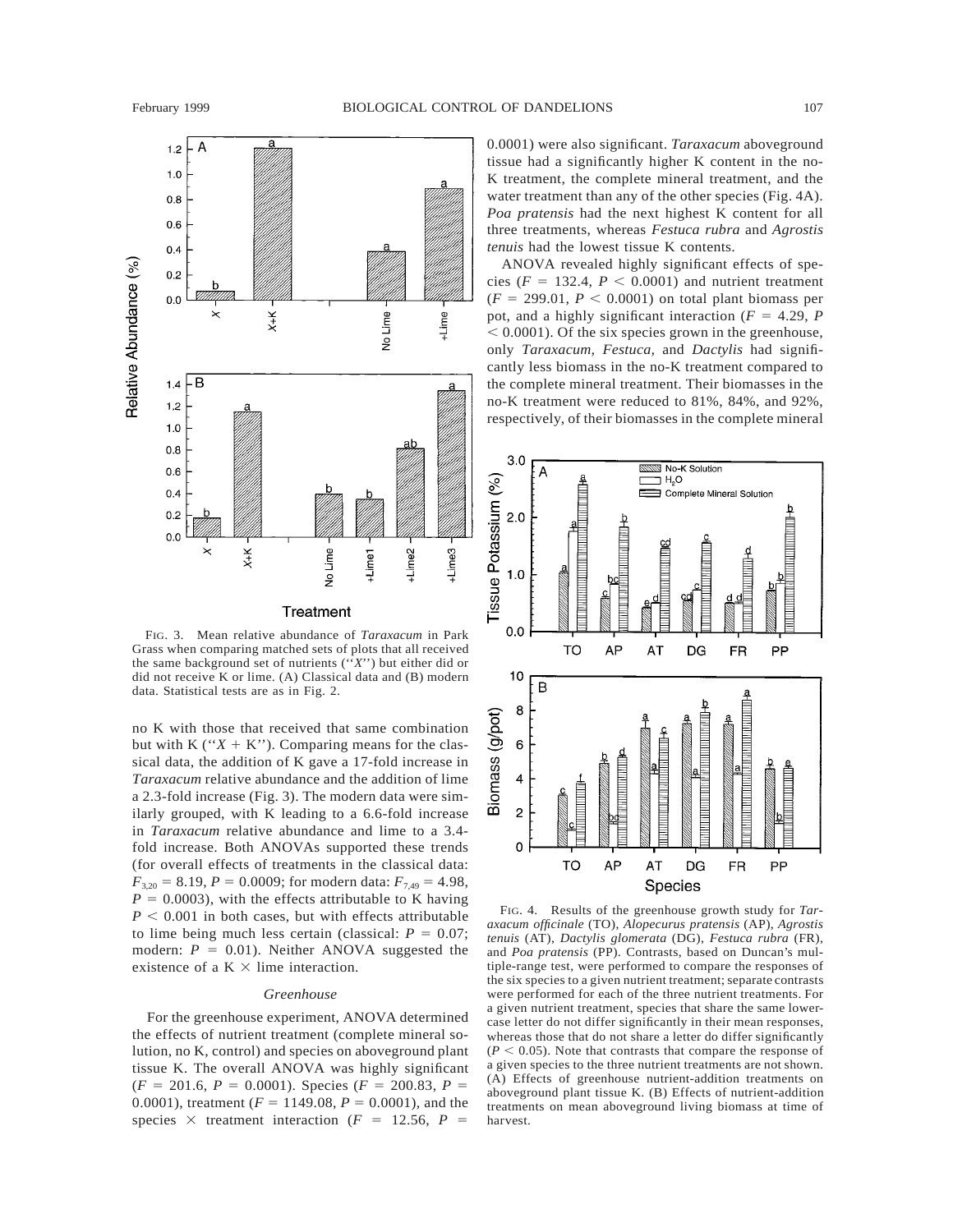FIG. 3. Mean relative abundance of *Taraxacum* in Park Grass when comparing matched sets of plots that all received the same background set of nutrients ("$X$") but either did or did not receive K or lime. (A) Classical data and (B) modern data. Statistical tests are as in Fig. 2.

no K with those that received that same combination but with K ("$X$ + K"). Comparing means for the classical data, the addition of K gave a 17-fold increase in *Taraxacum* relative abundance and the addition of lime a 2.3-fold increase (Fig. 3). The modern data were similarly grouped, with K leading to a 6.6-fold increase in *Taraxacum* relative abundance and lime to a 3.4-fold increase. Both ANOVAs supported these trends (for overall effects of treatments in the classical data: $F_{3,20} = 8.19$, $P = 0.0009$; for modern data: $F_{7,49} = 4.98$, $P = 0.0003$), with the effects attributable to K having $P < 0.001$ in both cases, but with effects attributable to lime being much less certain (classical: $P = 0.07$; modern: $P = 0.01$). Neither ANOVA suggested the existence of a K × lime interaction.

### *Greenhouse*

For the greenhouse experiment, ANOVA determined the effects of nutrient treatment (complete mineral solution, no K, control) and species on aboveground plant tissue K. The overall ANOVA was highly significant ($F = 201.6$, $P = 0.0001$). Species ($F = 200.83$, $P = 0.0001$), treatment ($F = 1149.08$, $P = 0.0001$), and the species × treatment interaction ($F = 12.56$, $P = 0.0001$) were also significant. *Taraxacum* aboveground tissue had a significantly higher K content in the no-K treatment, the complete mineral treatment, and the water treatment than any of the other species (Fig. 4A). *Poa pratensis* had the next highest K content for all three treatments, whereas *Festuca rubra* and *Agrostis tenuis* had the lowest tissue K contents.

ANOVA revealed highly significant effects of species ($F = 132.4$, $P < 0.0001$) and nutrient treatment ($F = 299.01$, $P < 0.0001$) on total plant biomass per pot, and a highly significant interaction ($F = 4.29$, $P < 0.0001$). Of the six species grown in the greenhouse, only *Taraxacum*, *Festuca*, and *Dactylis* had significantly less biomass in the no-K treatment compared to the complete mineral treatment. Their biomasses in the no-K treatment were reduced to 81%, 84%, and 92%, respectively, of their biomasses in the complete mineral

FIG. 4. Results of the greenhouse growth study for *Taraxacum officinale* (TO), *Alopecurus pratensis* (AP), *Agrostis tenuis* (AT), *Dactylis glomerata* (DG), *Festuca rubra* (FR), and *Poa pratensis* (PP). Contrasts, based on Duncan's multiple-range test, were performed to compare the responses of the six species to a given nutrient treatment; separate contrasts were performed for each of the three nutrient treatments. For a given nutrient treatment, species that share the same lowercase letter do not differ significantly in their mean responses, whereas those that do not share a letter do differ significantly ($P < 0.05$). Note that contrasts that compare the response of a given species to the three nutrient treatments are not shown. (A) Effects of greenhouse nutrient-addition treatments on aboveground plant tissue K. (B) Effects of nutrient-addition treatments on mean aboveground living biomass at time of harvest.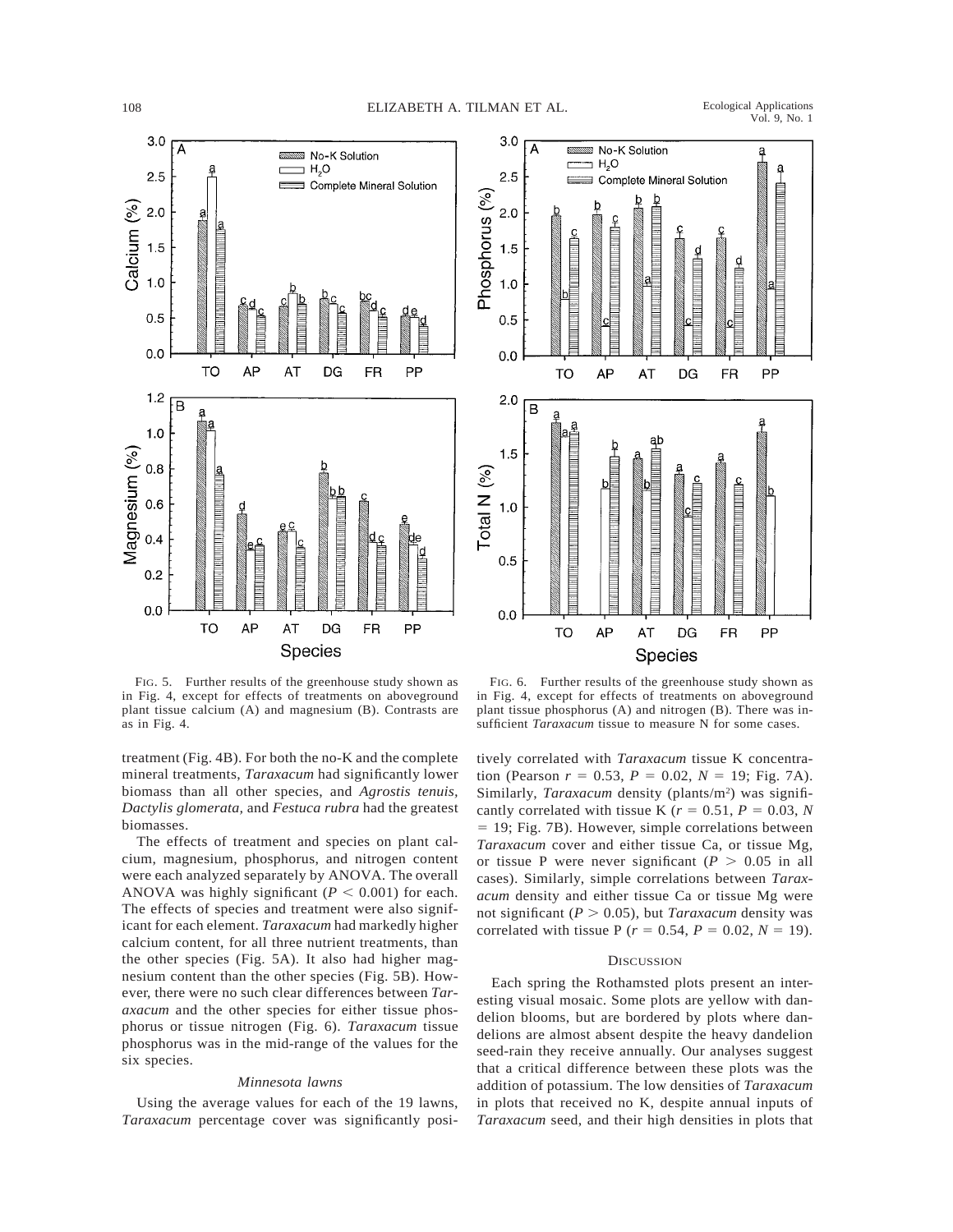FIG. 5. Further results of the greenhouse study shown as in Fig. 4, except for effects of treatments on aboveground plant tissue calcium (A) and magnesium (B). Contrasts are as in Fig. 4.

FIG. 6. Further results of the greenhouse study shown as in Fig. 4, except for effects of treatments on aboveground plant tissue phosphorus (A) and nitrogen (B). There was insufficient *Taraxacum* tissue to measure N for some cases.

treatment (Fig. 4B). For both the no-K and the complete mineral treatments, *Taraxacum* had significantly lower biomass than all other species, and *Agrostis tenuis*, *Dactylis glomerata*, and *Festuca rubra* had the greatest biomasses.

The effects of treatment and species on plant calcium, magnesium, phosphorus, and nitrogen content were each analyzed separately by ANOVA. The overall ANOVA was highly significant ($P < 0.001$) for each. The effects of species and treatment were also significant for each element. *Taraxacum* had markedly higher calcium content, for all three nutrient treatments, than the other species (Fig. 5A). It also had higher magnesium content than the other species (Fig. 5B). However, there were no such clear differences between *Taraxacum* and the other species for either tissue phosphorus or tissue nitrogen (Fig. 6). *Taraxacum* tissue phosphorus was in the mid-range of the values for the six species.

### *Minnesota lawns*

Using the average values for each of the 19 lawns, *Taraxacum* percentage cover was significantly positively correlated with *Taraxacum* tissue K concentration (Pearson $r = 0.53$, $P = 0.02$, $N = 19$; Fig. 7A). Similarly, *Taraxacum* density (plants/m$^2$) was significantly correlated with tissue K ($r = 0.51$, $P = 0.03$, $N = 19$; Fig. 7B). However, simple correlations between *Taraxacum* cover and either tissue Ca, or tissue Mg, or tissue P were never significant ($P > 0.05$ in all cases). Similarly, simple correlations between *Taraxacum* density and either tissue Ca or tissue Mg were not significant ($P > 0.05$), but *Taraxacum* density was correlated with tissue P ($r = 0.54$, $P = 0.02$, $N = 19$).

## DISCUSSION

Each spring the Rothamsted plots present an interesting visual mosaic. Some plots are yellow with dandelion blooms, but are bordered by plots where dandelions are almost absent despite the heavy dandelion seed-rain they receive annually. Our analyses suggest that a critical difference between these plots was the addition of potassium. The low densities of *Taraxacum* in plots that received no K, despite annual inputs of *Taraxacum* seed, and their high densities in plots that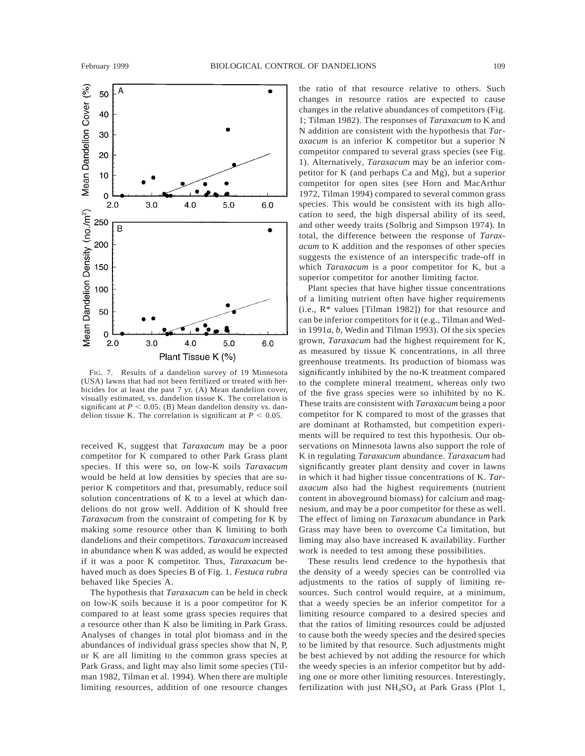FIG. 7. Results of a dandelion survey of 19 Minnesota (USA) lawns that had not been fertilized or treated with herbicides for at least the past 7 yr. (A) Mean dandelion cover, visually estimated, vs. dandelion tissue K. The correlation is significant at $P < 0.05$. (B) Mean dandelion density vs. dandelion tissue K. The correlation is significant at $P < 0.05$.

received K, suggest that *Taraxacum* may be a poor competitor for K compared to other Park Grass plant species. If this were so, on low-K soils *Taraxacum* would be held at low densities by species that are superior K competitors and that, presumably, reduce soil solution concentrations of K to a level at which dandelions do not grow well. Addition of K should free *Taraxacum* from the constraint of competing for K by making some resource other than K limiting to both dandelions and their competitors. *Taraxacum* increased in abundance when K was added, as would be expected if it was a poor K competitor. Thus, *Taraxacum* behaved much as does Species B of Fig. 1. *Festuca rubra* behaved like Species A.

The hypothesis that *Taraxacum* can be held in check on low-K soils because it is a poor competitor for K compared to at least some grass species requires that a resource other than K also be limiting in Park Grass. Analyses of changes in total plot biomass and in the abundances of individual grass species show that N, P, or K are all limiting to the common grass species at Park Grass, and light may also limit some species (Tilman 1982, Tilman et al. 1994). When there are multiple limiting resources, addition of one resource changes the ratio of that resource relative to others. Such changes in resource ratios are expected to cause changes in the relative abundances of competitors (Fig. 1; Tilman 1982). The responses of *Taraxacum* to K and N addition are consistent with the hypothesis that *Taraxacum* is an inferior K competitor but a superior N competitor compared to several grass species (see Fig. 1). Alternatively, *Taraxacum* may be an inferior competitor for K (and perhaps Ca and Mg), but a superior competitor for open sites (see Horn and MacArthur 1972, Tilman 1994) compared to several common grass species. This would be consistent with its high allocation to seed, the high dispersal ability of its seed, and other weedy traits (Solbrig and Simpson 1974). In total, the difference between the response of *Taraxacum* to K addition and the responses of other species suggests the existence of an interspecific trade-off in which *Taraxacum* is a poor competitor for K, but a superior competitor for another limiting factor.

Plant species that have higher tissue concentrations of a limiting nutrient often have higher requirements (i.e., R* values [Tilman 1982]) for that resource and can be inferior competitors for it (e.g., Tilman and Wedin 1991*a*, *b*, Wedin and Tilman 1993). Of the six species grown, *Taraxacum* had the highest requirement for K, as measured by tissue K concentrations, in all three greenhouse treatments. Its production of biomass was significantly inhibited by the no-K treatment compared to the complete mineral treatment, whereas only two of the five grass species were so inhibited by no K. These traits are consistent with *Taraxacum* being a poor competitor for K compared to most of the grasses that are dominant at Rothamsted, but competition experiments will be required to test this hypothesis. Our observations on Minnesota lawns also support the role of K in regulating *Taraxacum* abundance. *Taraxacum* had significantly greater plant density and cover in lawns in which it had higher tissue concentrations of K. *Taraxacum* also had the highest requirements (nutrient content in aboveground biomass) for calcium and magnesium, and may be a poor competitor for these as well. The effect of liming on *Taraxacum* abundance in Park Grass may have been to overcome Ca limitation, but liming may also have increased K availability. Further work is needed to test among these possibilities.

These results lend credence to the hypothesis that the density of a weedy species can be controlled via adjustments to the ratios of supply of limiting resources. Such control would require, at a minimum, that a weedy species be an inferior competitor for a limiting resource compared to a desired species and that the ratios of limiting resources could be adjusted to cause both the weedy species and the desired species to be limited by that resource. Such adjustments might be best achieved by not adding the resource for which the weedy species is an inferior competitor but by adding one or more other limiting resources. Interestingly, fertilization with just $NH_4SO_4$ at Park Grass (Plot 1,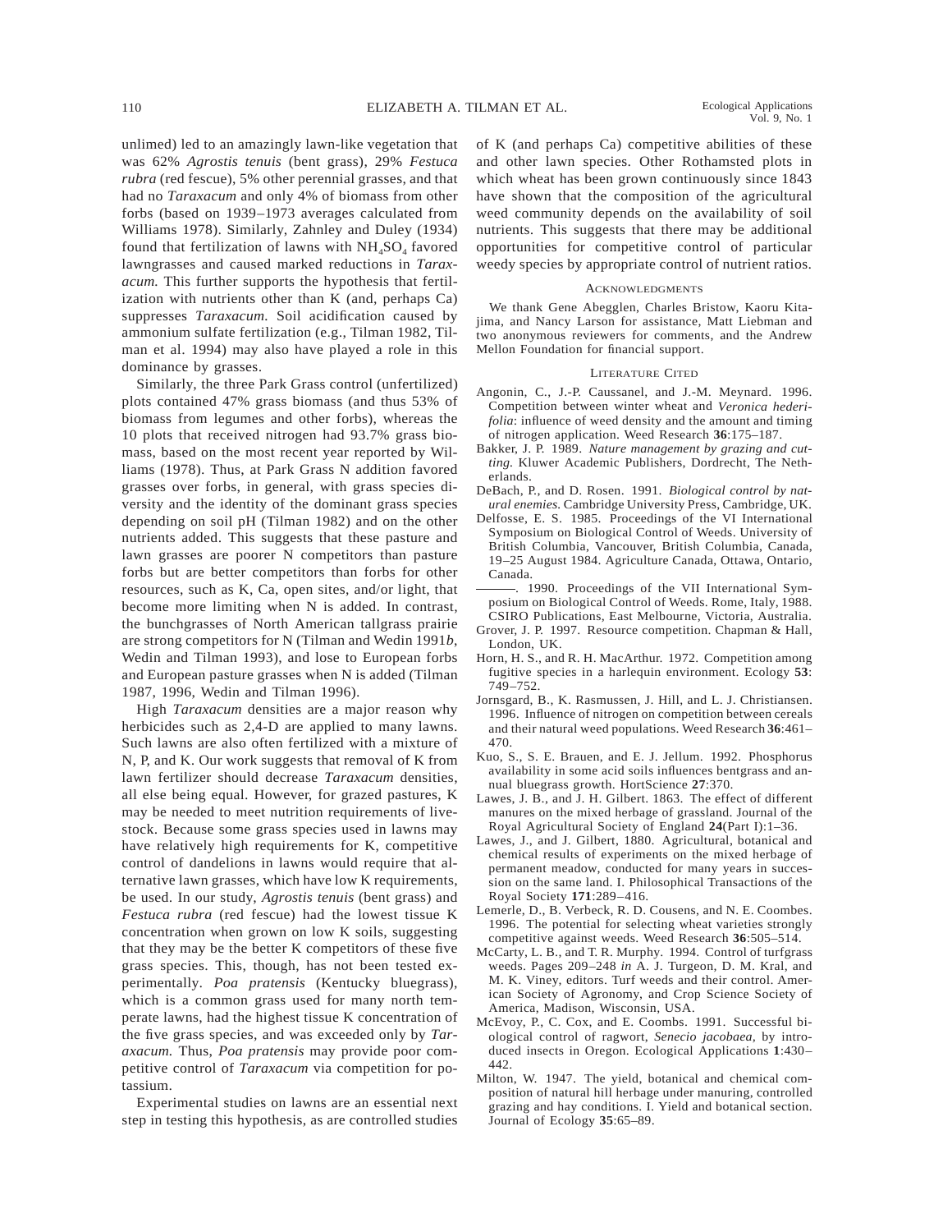unlimed) led to an amazingly lawn-like vegetation that was 62% *Agrostis tenuis* (bent grass), 29% *Festuca rubra* (red fescue), 5% other perennial grasses, and that had no *Taraxacum* and only 4% of biomass from other forbs (based on 1939–1973 averages calculated from Williams 1978). Similarly, Zahnley and Duley (1934) found that fertilization of lawns with $NH_4SO_4$ favored lawngrasses and caused marked reductions in *Taraxacum.* This further supports the hypothesis that fertilization with nutrients other than K (and, perhaps Ca) suppresses *Taraxacum.* Soil acidification caused by ammonium sulfate fertilization (e.g., Tilman 1982, Tilman et al. 1994) may also have played a role in this dominance by grasses.

Similarly, the three Park Grass control (unfertilized) plots contained 47% grass biomass (and thus 53% of biomass from legumes and other forbs), whereas the 10 plots that received nitrogen had 93.7% grass biomass, based on the most recent year reported by Williams (1978). Thus, at Park Grass N addition favored grasses over forbs, in general, with grass species diversity and the identity of the dominant grass species depending on soil pH (Tilman 1982) and on the other nutrients added. This suggests that these pasture and lawn grasses are poorer N competitors than pasture forbs but are better competitors than forbs for other resources, such as K, Ca, open sites, and/or light, that become more limiting when N is added. In contrast, the bunchgrasses of North American tallgrass prairie are strong competitors for N (Tilman and Wedin 1991*b*, Wedin and Tilman 1993), and lose to European forbs and European pasture grasses when N is added (Tilman 1987, 1996, Wedin and Tilman 1996).

High *Taraxacum* densities are a major reason why herbicides such as 2,4-D are applied to many lawns. Such lawns are also often fertilized with a mixture of N, P, and K. Our work suggests that removal of K from lawn fertilizer should decrease *Taraxacum* densities, all else being equal. However, for grazed pastures, K may be needed to meet nutrition requirements of livestock. Because some grass species used in lawns may have relatively high requirements for K, competitive control of dandelions in lawns would require that alternative lawn grasses, which have low K requirements, be used. In our study, *Agrostis tenuis* (bent grass) and *Festuca rubra* (red fescue) had the lowest tissue K concentration when grown on low K soils, suggesting that they may be the better K competitors of these five grass species. This, though, has not been tested experimentally. *Poa pratensis* (Kentucky bluegrass), which is a common grass used for many north temperate lawns, had the highest tissue K concentration of the five grass species, and was exceeded only by *Taraxacum.* Thus, *Poa pratensis* may provide poor competitive control of *Taraxacum* via competition for potassium.

Experimental studies on lawns are an essential next step in testing this hypothesis, as are controlled studies of K (and perhaps Ca) competitive abilities of these and other lawn species. Other Rothamsted plots in which wheat has been grown continuously since 1843 have shown that the composition of the agricultural weed community depends on the availability of soil nutrients. This suggests that there may be additional opportunities for competitive control of particular weedy species by appropriate control of nutrient ratios.

## Acknowledgments

We thank Gene Abegglen, Charles Bristow, Kaoru Kitajima, and Nancy Larson for assistance, Matt Liebman and two anonymous reviewers for comments, and the Andrew Mellon Foundation for financial support.

## Literature Cited

Angonin, C., J.-P. Caussanel, and J.-M. Meynard. 1996. Competition between winter wheat and *Veronica hederifolia*: influence of weed density and the amount and timing of nitrogen application. Weed Research **36**:175–187.

Bakker, J. P. 1989. *Nature management by grazing and cutting.* Kluwer Academic Publishers, Dordrecht, The Netherlands.

DeBach, P., and D. Rosen. 1991. *Biological control by natural enemies.* Cambridge University Press, Cambridge, UK.

Delfosse, E. S. 1985. Proceedings of the VI International Symposium on Biological Control of Weeds. University of British Columbia, Vancouver, British Columbia, Canada, 19–25 August 1984. Agriculture Canada, Ottawa, Ontario, Canada.

———. 1990. Proceedings of the VII International Symposium on Biological Control of Weeds. Rome, Italy, 1988. CSIRO Publications, East Melbourne, Victoria, Australia.

Grover, J. P. 1997. Resource competition. Chapman & Hall, London, UK.

Horn, H. S., and R. H. MacArthur. 1972. Competition among fugitive species in a harlequin environment. Ecology **53**: 749–752.

Jornsgard, B., K. Rasmussen, J. Hill, and L. J. Christiansen. 1996. Influence of nitrogen on competition between cereals and their natural weed populations. Weed Research **36**:461–470.

Kuo, S., S. E. Brauen, and E. J. Jellum. 1992. Phosphorus availability in some acid soils influences bentgrass and annual bluegrass growth. HortScience **27**:370.

Lawes, J. B., and J. H. Gilbert. 1863. The effect of different manures on the mixed herbage of grassland. Journal of the Royal Agricultural Society of England **24**(Part I):1–36.

Lawes, J., and J. Gilbert, 1880. Agricultural, botanical and chemical results of experiments on the mixed herbage of permanent meadow, conducted for many years in succession on the same land. I. Philosophical Transactions of the Royal Society **171**:289–416.

Lemerle, D., B. Verbeck, R. D. Cousens, and N. E. Coombes. 1996. The potential for selecting wheat varieties strongly competitive against weeds. Weed Research **36**:505–514.

McCarty, L. B., and T. R. Murphy. 1994. Control of turfgrass weeds. Pages 209–248 *in* A. J. Turgeon, D. M. Kral, and M. K. Viney, editors. Turf weeds and their control. American Society of Agronomy, and Crop Science Society of America, Madison, Wisconsin, USA.

McEvoy, P., C. Cox, and E. Coombs. 1991. Successful biological control of ragwort, *Senecio jacobaea,* by introduced insects in Oregon. Ecological Applications **1**:430–442.

Milton, W. 1947. The yield, botanical and chemical composition of natural hill herbage under manuring, controlled grazing and hay conditions. I. Yield and botanical section. Journal of Ecology **35**:65–89.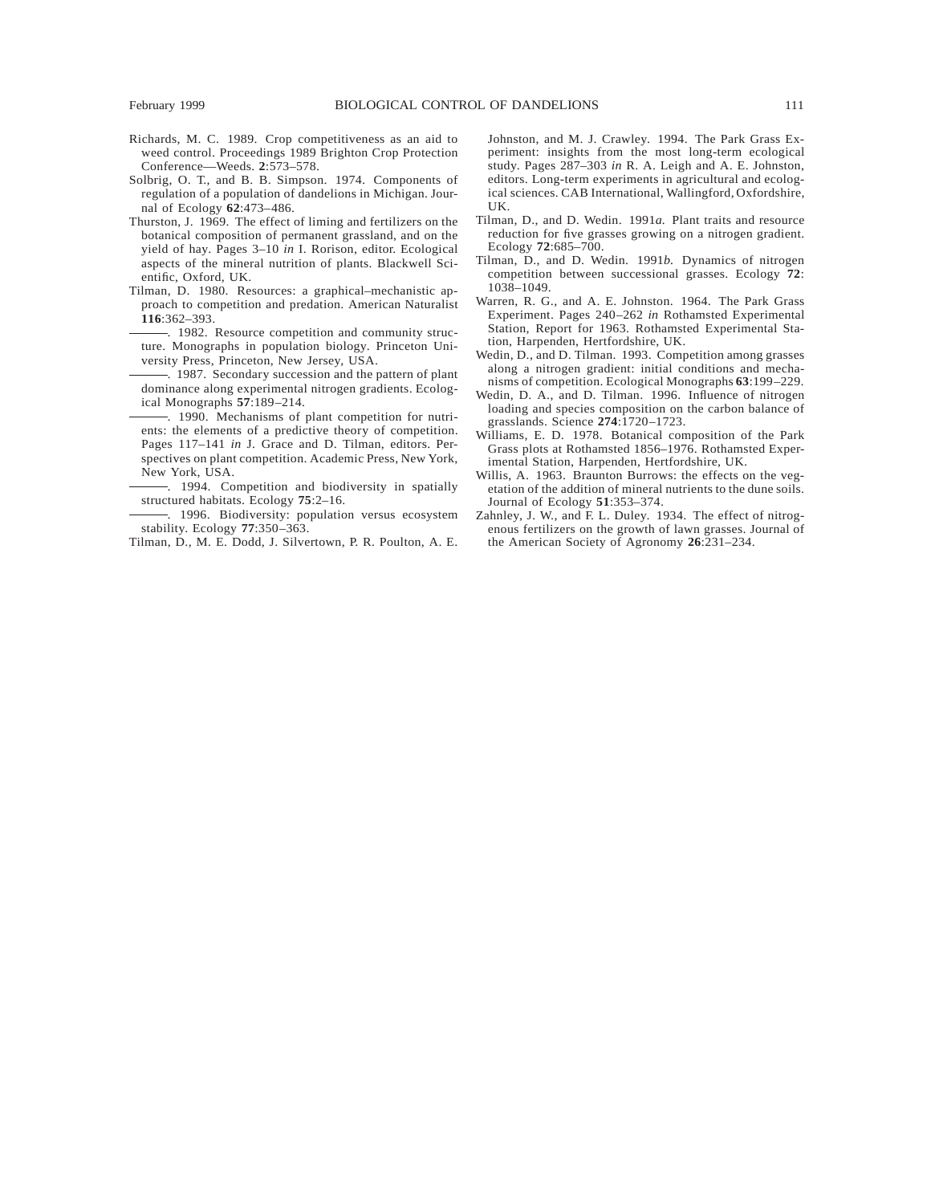Richards, M. C. 1989. Crop competitiveness as an aid to weed control. Proceedings 1989 Brighton Crop Protection Conference—Weeds. **2**:573–578.

Solbrig, O. T., and B. B. Simpson. 1974. Components of regulation of a population of dandelions in Michigan. Journal of Ecology **62**:473–486.

Thurston, J. 1969. The effect of liming and fertilizers on the botanical composition of permanent grassland, and on the yield of hay. Pages 3–10 *in* I. Rorison, editor. Ecological aspects of the mineral nutrition of plants. Blackwell Scientific, Oxford, UK.

Tilman, D. 1980. Resources: a graphical–mechanistic approach to competition and predation. American Naturalist **116**:362–393.

———. 1982. Resource competition and community structure. Monographs in population biology. Princeton University Press, Princeton, New Jersey, USA.

———. 1987. Secondary succession and the pattern of plant dominance along experimental nitrogen gradients. Ecological Monographs **57**:189–214.

———. 1990. Mechanisms of plant competition for nutrients: the elements of a predictive theory of competition. Pages 117–141 *in* J. Grace and D. Tilman, editors. Perspectives on plant competition. Academic Press, New York, New York, USA.

———. 1994. Competition and biodiversity in spatially structured habitats. Ecology **75**:2–16.

———. 1996. Biodiversity: population versus ecosystem stability. Ecology **77**:350–363.

Tilman, D., M. E. Dodd, J. Silvertown, P. R. Poulton, A. E. Johnston, and M. J. Crawley. 1994. The Park Grass Experiment: insights from the most long-term ecological study. Pages 287–303 *in* R. A. Leigh and A. E. Johnston, editors. Long-term experiments in agricultural and ecological sciences. CAB International, Wallingford, Oxfordshire, UK.

Tilman, D., and D. Wedin. 1991*a.* Plant traits and resource reduction for five grasses growing on a nitrogen gradient. Ecology **72**:685–700.

Tilman, D., and D. Wedin. 1991*b.* Dynamics of nitrogen competition between successional grasses. Ecology **72**: 1038–1049.

Warren, R. G., and A. E. Johnston. 1964. The Park Grass Experiment. Pages 240–262 *in* Rothamsted Experimental Station, Report for 1963. Rothamsted Experimental Station, Harpenden, Hertfordshire, UK.

Wedin, D., and D. Tilman. 1993. Competition among grasses along a nitrogen gradient: initial conditions and mechanisms of competition. Ecological Monographs **63**:199–229.

Wedin, D. A., and D. Tilman. 1996. Influence of nitrogen loading and species composition on the carbon balance of grasslands. Science **274**:1720–1723.

Williams, E. D. 1978. Botanical composition of the Park Grass plots at Rothamsted 1856–1976. Rothamsted Experimental Station, Harpenden, Hertfordshire, UK.

Willis, A. 1963. Braunton Burrows: the effects on the vegetation of the addition of mineral nutrients to the dune soils. Journal of Ecology **51**:353–374.

Zahnley, J. W., and F. L. Duley. 1934. The effect of nitrogenous fertilizers on the growth of lawn grasses. Journal of the American Society of Agronomy **26**:231–234.